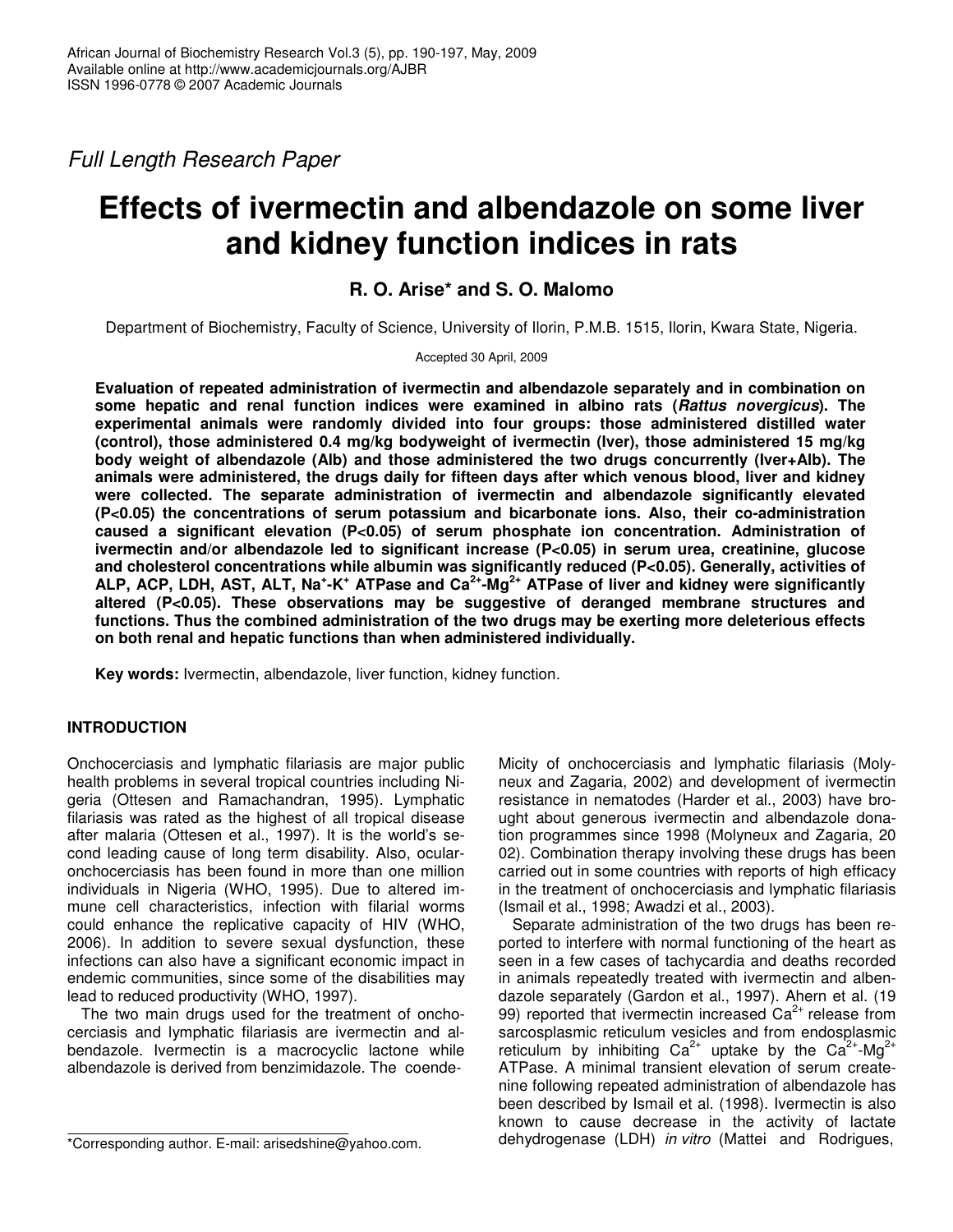*Full Length Research Paper*

# Effects of ivermectin and albendazole on some liver and kidney function indices in rats

**R. O. Arise\* and S. O. Malomo**

Department of Biochemistry, Faculty of Science, University of Ilorin, P.M.B. 1515, Ilorin, Kwara State, Nigeria.

Accepted 30 April, 2009

**Evaluation of repeated administration of ivermectin and albendazole separately and in combination on some hepatic and renal function indices were examined in albino rats (*Rattus novergicus*). The experimental animals were randomly divided into four groups: those administered distilled water (control), those administered 0.4 mg/kg bodyweight of ivermectin (Iver), those administered 15 mg/kg body weight of albendazole (Alb) and those administered the two drugs concurrently (Iver+Alb). The animals were administered, the drugs daily for fifteen days after which venous blood, liver and kidney were collected. The separate administration of ivermectin and albendazole significantly elevated (P<0.05) the concentrations of serum potassium and bicarbonate ions. Also, their co-administration caused a significant elevation (P<0.05) of serum phosphate ion concentration. Administration of ivermectin and/or albendazole led to significant increase (P<0.05) in serum urea, creatinine, glucose and cholesterol concentrations while albumin was significantly reduced (P<0.05). Generally, activities of ALP, ACP, LDH, AST, ALT, $Na^+$-$K^+$ ATPase and $Ca^{2+}$-$Mg^{2+}$ ATPase of liver and kidney were significantly altered (P<0.05). These observations may be suggestive of deranged membrane structures and functions. Thus the combined administration of the two drugs may be exerting more deleterious effects on both renal and hepatic functions than when administered individually.**

**Key words:** Ivermectin, albendazole, liver function, kidney function.

## INTRODUCTION

Onchocerciasis and lymphatic filariasis are major public health problems in several tropical countries including Nigeria (Ottesen and Ramachandran, 1995). Lymphatic filariasis was rated as the highest of all tropical disease after malaria (Ottesen et al., 1997). It is the world's second leading cause of long term disability. Also, ocular-onchocerciasis has been found in more than one million individuals in Nigeria (WHO, 1995). Due to altered immune cell characteristics, infection with filarial worms could enhance the replicative capacity of HIV (WHO, 2006). In addition to severe sexual dysfunction, these infections can also have a significant economic impact in endemic communities, since some of the disabilities may lead to reduced productivity (WHO, 1997).

The two main drugs used for the treatment of onchocerciasis and lymphatic filariasis are ivermectin and albendazole. Ivermectin is a macrocyclic lactone while albendazole is derived from benzimidazole. The coendemicity of onchocerciasis and lymphatic filariasis (Molyneux and Zagaria, 2002) and development of ivermectin resistance in nematodes (Harder et al., 2003) have brought about generous ivermectin and albendazole donation programmes since 1998 (Molyneux and Zagaria, 2002). Combination therapy involving these drugs has been carried out in some countries with reports of high efficacy in the treatment of onchocerciasis and lymphatic filariasis (Ismail et al., 1998; Awadzi et al., 2003).

Separate administration of the two drugs has been reported to interfere with normal functioning of the heart as seen in a few cases of tachycardia and deaths recorded in animals repeatedly treated with ivermectin and albendazole separately (Gardon et al., 1997). Ahern et al. (1999) reported that ivermectin increased $Ca^{2+}$ release from sarcosplasmic reticulum vesicles and from endosplasmic reticulum by inhibiting $Ca^{2+}$ uptake by the $Ca^{2+}$-$Mg^{2+}$ ATPase. A minimal transient elevation of serum createnine following repeated administration of albendazole has been described by Ismail et al. (1998). Ivermectin is also known to cause decrease in the activity of lactate dehydrogenase (LDH) *in vitro* (Mattei and Rodrigues,

\*Corresponding author. E-mail: arisedshine@yahoo.com.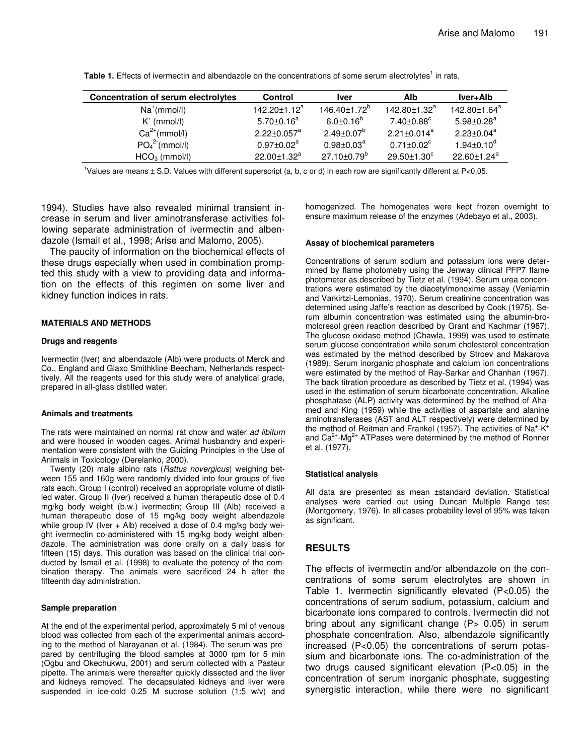**Table 1.** Effects of ivermectin and albendazole on the concentrations of some serum electrolytes[1] in rats.

| Concentration of serum electrolytes | Control | Iver | Alb | Iver+Alb |
|---|---|---|---|---|
| $Na^+$(mmol/l) | 142.20±1.12[a] | 146.40±1.72[b] | 142.80±1.32[a] | 142.80±1.64[a] |
| $K^+$ (mmol/l) | 5.70±0.16[a] | 6.0±0.16[b] | 7.40±0.88[c] | 5.98±0.28[a] |
| $Ca^{2+}$(mmol/l) | 2.22±0.057[a] | 2.49±0.07[b] | 2.21±0.014[a] | 2.23±0.04[a] |
| $PO_4^{2-}$(mmol/l) | 0.97±0.02[a] | 0.98±0.03[a] | 0.71±0.02[c] | 1.94±0.10[d] |
| $HCO_3$ (mmol/l) | 22.00±1.32[a] | 27.10±0.79[b] | 29.50±1.30[c] | 22.60±1.24[a] |

[1]Values are means ± S.D. Values with different superscript (a, b, c or d) in each row are significantly different at P<0.05.

1994). Studies have also revealed minimal transient increase in serum and liver aminotransferase activities following separate administration of ivermectin and albendazole (Ismail et al., 1998; Arise and Malomo, 2005).

The paucity of information on the biochemical effects of these drugs especially when used in combination prompted this study with a view to providing data and information on the effects of this regimen on some liver and kidney function indices in rats.

## MATERIALS AND METHODS

### Drugs and reagents

Ivermectin (Iver) and albendazole (Alb) were products of Merck and Co., England and Glaxo Smithkline Beecham, Netherlands respectively. All the reagents used for this study were of analytical grade, prepared in all-glass distilled water.

### Animals and treatments

The rats were maintained on normal rat chow and water *ad libitum* and were housed in wooden cages. Animal husbandry and experimentation were consistent with the Guiding Principles in the Use of Animals in Toxicology (Derelanko, 2000).

Twenty (20) male albino rats (*Rattus novergicus*) weighing between 155 and 160g were randomly divided into four groups of five rats each. Group I (control) received an appropriate volume of distilled water. Group II (Iver) received a human therapeutic dose of 0.4 mg/kg body weight (b.w.) ivermectin; Group III (Alb) received a human therapeutic dose of 15 mg/kg body weight albendazole while group IV (Iver + Alb) received a dose of 0.4 mg/kg body weight ivermectin co-administered with 15 mg/kg body weight albendazole. The administration was done orally on a daily basis for fifteen (15) days. This duration was based on the clinical trial conducted by Ismail et al. (1998) to evaluate the potency of the combination therapy. The animals were sacrificed 24 h after the fifteenth day administration.

### Sample preparation

At the end of the experimental period, approximately 5 ml of venous blood was collected from each of the experimental animals according to the method of Narayanan et al. (1984). The serum was prepared by centrifuging the blood samples at 3000 rpm for 5 min (Ogbu and Okechukwu, 2001) and serum collected with a Pasteur pipette. The animals were thereafter quickly dissected and the liver and kidneys removed. The decapsulated kidneys and liver were suspended in ice-cold 0.25 M sucrose solution (1:5 w/v) and homogenized. The homogenates were kept frozen overnight to ensure maximum release of the enzymes (Adebayo et al., 2003).

### Assay of biochemical parameters

Concentrations of serum sodium and potassium ions were determined by flame photometry using the Jenway clinical PFP7 flame photometer as described by Tietz et al. (1994). Serum urea concentrations were estimated by the diacetylmonoxime assay (Veniamin and Varkirtzi-Lemonias, 1970). Serum creatinine concentration was determined using Jaffe's reaction as described by Cook (1975). Serum albumin concentration was estimated using the albumin-bromolcresol green reaction described by Grant and Kachmar (1987). The glucose oxidase method (Chawla, 1999) was used to estimate serum glucose concentration while serum cholesterol concentration was estimated by the method described by Stroev and Makarova (1989). Serum inorganic phosphate and calcium ion concentrations were estimated by the method of Ray-Sarkar and Chanhan (1967). The back titration procedure as described by Tietz et al. (1994) was used in the estimation of serum bicarbonate concentration. Alkaline phosphatase (ALP) activity was determined by the method of Ahamed and King (1959) while the activities of aspartate and alanine aminotransferases (AST and ALT respectively) were determined by the method of Reitman and Frankel (1957). The activities of $Na^+$-$K^+$ and $Ca^{2+}$-$Mg^{2+}$ ATPases were determined by the method of Ronner et al. (1977).

### Statistical analysis

All data are presented as mean ±standard deviation. Statistical analyses were carried out using Duncan Multiple Range test (Montgomery, 1976). In all cases probability level of 95% was taken as significant.

## RESULTS

The effects of ivermectin and/or albendazole on the concentrations of some serum electrolytes are shown in Table 1. Ivermectin significantly elevated (P<0.05) the concentrations of serum sodium, potassium, calcium and bicarbonate ions compared to controls. Ivermectin did not bring about any significant change (P> 0.05) in serum phosphate concentration. Also, albendazole significantly increased (P<0.05) the concentrations of serum potassium and bicarbonate ions. The co-administration of the two drugs caused significant elevation (P<0.05) in the concentration of serum inorganic phosphate, suggesting synergistic interaction, while there were no significant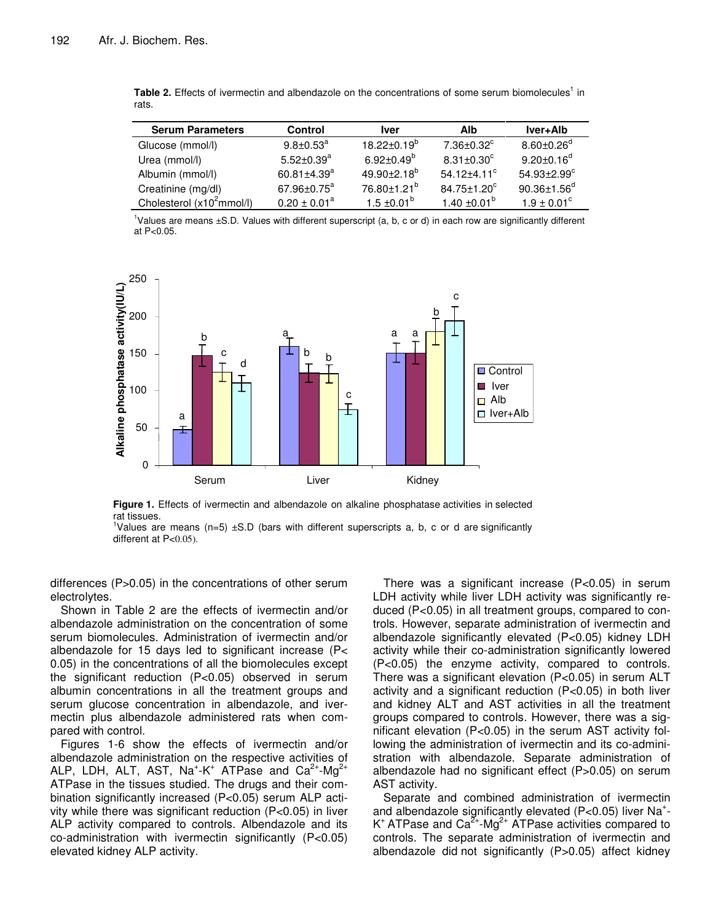**Table 2.** Effects of ivermectin and albendazole on the concentrations of some serum biomolecules[1] in rats.

| Serum Parameters | Control | Iver | Alb | Iver+Alb |
|---|---|---|---|---|
| Glucose (mmol/l) | $9.8±0.53^a$ | $18.22±0.19^b$ | $7.36±0.32^c$ | $8.60±0.26^d$ |
| Urea (mmol/l) | $5.52±0.39^a$ | $6.92±0.49^b$ | $8.31±0.30^c$ | $9.20±0.16^d$ |
| Albumin (mmol/l) | $60.81±4.39^a$ | $49.90±2.18^b$ | $54.12±4.11^c$ | $54.93±2.99^c$ |
| Creatinine (mg/dl) | $67.96±0.75^a$ | $76.80±1.21^b$ | $84.75±1.20^c$ | $90.36±1.56^d$ |
| Cholesterol ($x10^2$mmol/l) | $0.20 ± 0.01^a$ | $1.5 ±0.01^b$ | $1.40 ±0.01^b$ | $1.9 ± 0.01^c$ |

[1]Values are means ±S.D. Values with different superscript (a, b, c or d) in each row are significantly different at P<0.05.

**Figure 1.** Effects of ivermectin and albendazole on alkaline phosphatase activities in selected rat tissues.
[1]Values are means (n=5) ±S.D (bars with different superscripts a, b, c or d are significantly different at P<0.05).

differences (P>0.05) in the concentrations of other serum electrolytes.

Shown in Table 2 are the effects of ivermectin and/or albendazole administration on the concentration of some serum biomolecules. Administration of ivermectin and/or albendazole for 15 days led to significant increase (P< 0.05) in the concentrations of all the biomolecules except the significant reduction (P<0.05) observed in serum albumin concentrations in all the treatment groups and serum glucose concentration in albendazole, and ivermectin plus albendazole administered rats when compared with control.

Figures 1-6 show the effects of ivermectin and/or albendazole administration on the respective activities of ALP, LDH, ALT, AST, $Na^+$-$K^+$ ATPase and $Ca^{2+}$-$Mg^{2+}$ ATPase in the tissues studied. The drugs and their combination significantly increased (P<0.05) serum ALP activity while there was significant reduction (P<0.05) in liver ALP activity compared to controls. Albendazole and its co-administration with ivermectin significantly (P<0.05) elevated kidney ALP activity.

There was a significant increase (P<0.05) in serum LDH activity while liver LDH activity was significantly reduced (P<0.05) in all treatment groups, compared to controls. However, separate administration of ivermectin and albendazole significantly elevated (P<0.05) kidney LDH activity while their co-administration significantly lowered (P<0.05) the enzyme activity, compared to controls. There was a significant elevation (P<0.05) in serum ALT activity and a significant reduction (P<0.05) in both liver and kidney ALT and AST activities in all the treatment groups compared to controls. However, there was a significant elevation (P<0.05) in the serum AST activity following the administration of ivermectin and its co-administration with albendazole. Separate administration of albendazole had no significant effect (P>0.05) on serum AST activity.

Separate and combined administration of ivermectin and albendazole significantly elevated (P<0.05) liver $Na^+$-$K^+$ ATPase and $Ca^{2+}$-$Mg^{2+}$ ATPase activities compared to controls. The separate administration of ivermectin and albendazole did not significantly (P>0.05) affect kidney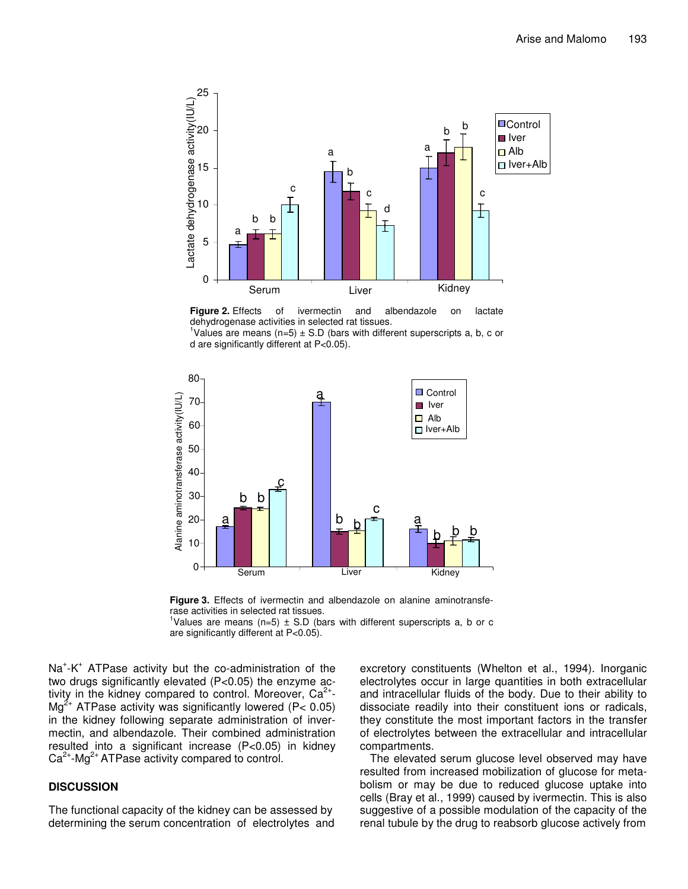**Figure 2.** Effects of ivermectin and albendazole on lactate dehydrogenase activities in selected rat tissues.
[1]Values are means (n=5) ± S.D (bars with different superscripts a, b, c or d are significantly different at P<0.05).

**Figure 3.** Effects of ivermectin and albendazole on alanine aminotransferase activities in selected rat tissues.
[1]Values are means (n=5) ± S.D (bars with different superscripts a, b or c are significantly different at P<0.05).

$Na^{+}$-$K^{+}$ ATPase activity but the co-administration of the two drugs significantly elevated (P<0.05) the enzyme activity in the kidney compared to control. Moreover, $Ca^{2+}$-$Mg^{2+}$ ATPase activity was significantly lowered (P< 0.05) in the kidney following separate administration of invermectin, and albendazole. Their combined administration resulted into a significant increase (P<0.05) in kidney $Ca^{2+}$-$Mg^{2+}$ ATPase activity compared to control.

## DISCUSSION

The functional capacity of the kidney can be assessed by determining the serum concentration of electrolytes and excretory constituents (Whelton et al., 1994). Inorganic electrolytes occur in large quantities in both extracellular and intracellular fluids of the body. Due to their ability to dissociate readily into their constituent ions or radicals, they constitute the most important factors in the transfer of electrolytes between the extracellular and intracellular compartments.

The elevated serum glucose level observed may have resulted from increased mobilization of glucose for metabolism or may be due to reduced glucose uptake into cells (Bray et al., 1999) caused by ivermectin. This is also suggestive of a possible modulation of the capacity of the renal tubule by the drug to reabsorb glucose actively from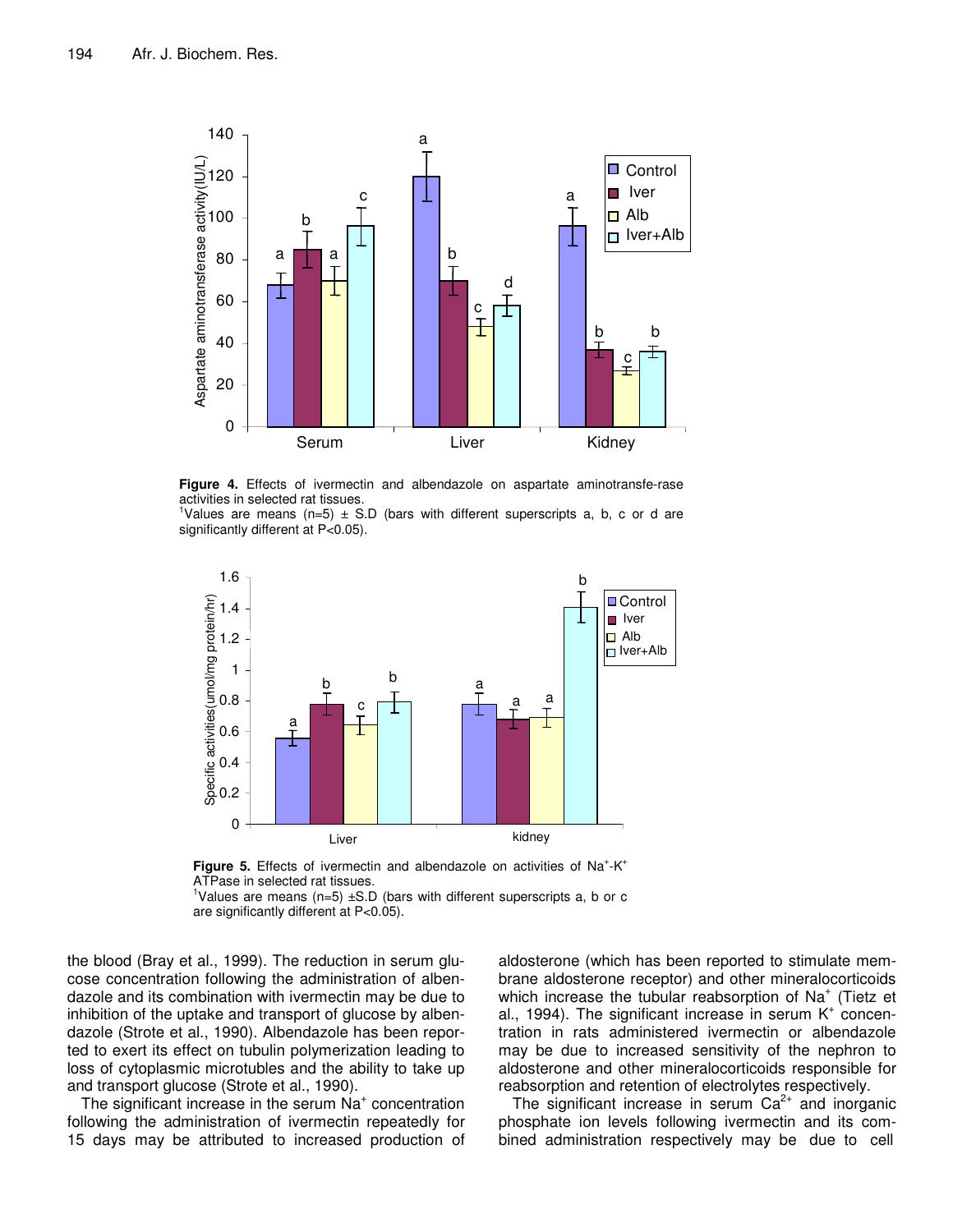**Figure 4.** Effects of ivermectin and albendazole on aspartate aminotransfe-rase activities in selected rat tissues.
[1]Values are means (n=5) ± S.D (bars with different superscripts a, b, c or d are significantly different at P<0.05).

**Figure 5.** Effects of ivermectin and albendazole on activities of $Na^+$-$K^+$ ATPase in selected rat tissues.
[1]Values are means (n=5) ±S.D (bars with different superscripts a, b or c are significantly different at P<0.05).

the blood (Bray et al., 1999). The reduction in serum glucose concentration following the administration of albendazole and its combination with ivermectin may be due to inhibition of the uptake and transport of glucose by albendazole (Strote et al., 1990). Albendazole has been reported to exert its effect on tubulin polymerization leading to loss of cytoplasmic microtubles and the ability to take up and transport glucose (Strote et al., 1990).

The significant increase in the serum $Na^+$ concentration following the administration of ivermectin repeatedly for 15 days may be attributed to increased production of aldosterone (which has been reported to stimulate membrane aldosterone receptor) and other mineralocorticoids which increase the tubular reabsorption of $Na^+$ (Tietz et al., 1994). The significant increase in serum $K^+$ concentration in rats administered ivermectin or albendazole may be due to increased sensitivity of the nephron to aldosterone and other mineralocorticoids responsible for reabsorption and retention of electrolytes respectively.

The significant increase in serum $Ca^{2+}$ and inorganic phosphate ion levels following ivermectin and its combined administration respectively may be due to cell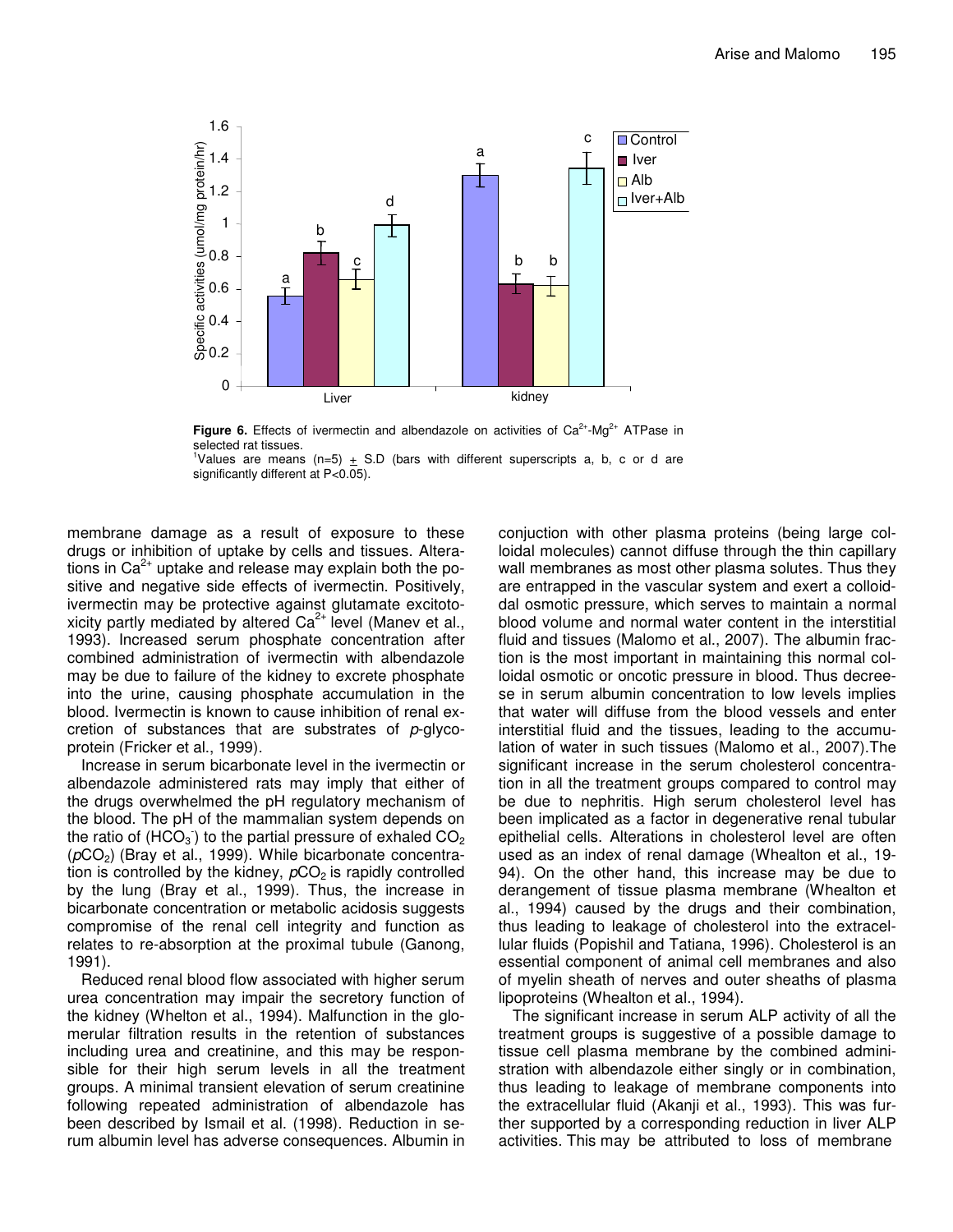**Figure 6.** Effects of ivermectin and albendazole on activities of $Ca^{2+}$-$Mg^{2+}$ ATPase in selected rat tissues.

[1]Values are means (n=5) ± S.D (bars with different superscripts a, b, c or d are significantly different at P<0.05).

membrane damage as a result of exposure to these drugs or inhibition of uptake by cells and tissues. Alterations in $Ca^{2+}$ uptake and release may explain both the positive and negative side effects of ivermectin. Positively, ivermectin may be protective against glutamate excitotoxicity partly mediated by altered $Ca^{2+}$ level (Manev et al., 1993). Increased serum phosphate concentration after combined administration of ivermectin with albendazole may be due to failure of the kidney to excrete phosphate into the urine, causing phosphate accumulation in the blood. Ivermectin is known to cause inhibition of renal excretion of substances that are substrates of *p*-glycoprotein (Fricker et al., 1999).

Increase in serum bicarbonate level in the ivermectin or albendazole administered rats may imply that either of the drugs overwhelmed the pH regulatory mechanism of the blood. The pH of the mammalian system depends on the ratio of ($HCO_3^-$) to the partial pressure of exhaled $CO_2$ ($pCO_2$) (Bray et al., 1999). While bicarbonate concentration is controlled by the kidney, $pCO_2$ is rapidly controlled by the lung (Bray et al., 1999). Thus, the increase in bicarbonate concentration or metabolic acidosis suggests compromise of the renal cell integrity and function as relates to re-absorption at the proximal tubule (Ganong, 1991).

Reduced renal blood flow associated with higher serum urea concentration may impair the secretory function of the kidney (Whelton et al., 1994). Malfunction in the glomerular filtration results in the retention of substances including urea and creatinine, and this may be responsible for their high serum levels in all the treatment groups. A minimal transient elevation of serum creatinine following repeated administration of albendazole has been described by Ismail et al. (1998). Reduction in serum albumin level has adverse consequences. Albumin in conjuction with other plasma proteins (being large colloidal molecules) cannot diffuse through the thin capillary wall membranes as most other plasma solutes. Thus they are entrapped in the vascular system and exert a colloiddal osmotic pressure, which serves to maintain a normal blood volume and normal water content in the interstitial fluid and tissues (Malomo et al., 2007). The albumin fraction is the most important in maintaining this normal colloidal osmotic or oncotic pressure in blood. Thus decreese in serum albumin concentration to low levels implies that water will diffuse from the blood vessels and enter interstitial fluid and the tissues, leading to the accumulation of water in such tissues (Malomo et al., 2007).The significant increase in the serum cholesterol concentration in all the treatment groups compared to control may be due to nephritis. High serum cholesterol level has been implicated as a factor in degenerative renal tubular epithelial cells. Alterations in cholesterol level are often used as an index of renal damage (Whealton et al., 1994). On the other hand, this increase may be due to derangement of tissue plasma membrane (Whealton et al., 1994) caused by the drugs and their combination, thus leading to leakage of cholesterol into the extracellular fluids (Popishil and Tatiana, 1996). Cholesterol is an essential component of animal cell membranes and also of myelin sheath of nerves and outer sheaths of plasma lipoproteins (Whealton et al., 1994).

The significant increase in serum ALP activity of all the treatment groups is suggestive of a possible damage to tissue cell plasma membrane by the combined administration with albendazole either singly or in combination, thus leading to leakage of membrane components into the extracellular fluid (Akanji et al., 1993). This was further supported by a corresponding reduction in liver ALP activities. This may be attributed to loss of membrane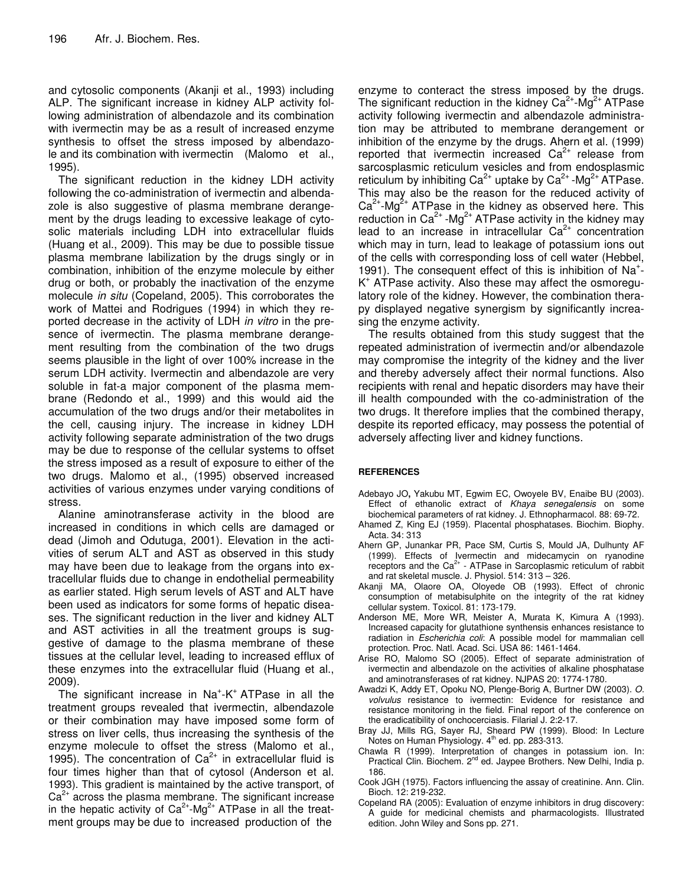and cytosolic components (Akanji et al., 1993) including ALP. The significant increase in kidney ALP activity following administration of albendazole and its combination with ivermectin may be as a result of increased enzyme synthesis to offset the stress imposed by albendazole and its combination with ivermectin (Malomo et al., 1995).

The significant reduction in the kidney LDH activity following the co-administration of ivermectin and albendazole is also suggestive of plasma membrane derangement by the drugs leading to excessive leakage of cytosolic materials including LDH into extracellular fluids (Huang et al., 2009). This may be due to possible tissue plasma membrane labilization by the drugs singly or in combination, inhibition of the enzyme molecule by either drug or both, or probably the inactivation of the enzyme molecule *in situ* (Copeland, 2005). This corroborates the work of Mattei and Rodrigues (1994) in which they reported decrease in the activity of LDH *in vitro* in the presence of ivermectin. The plasma membrane derangement resulting from the combination of the two drugs seems plausible in the light of over 100% increase in the serum LDH activity. Ivermectin and albendazole are very soluble in fat-a major component of the plasma membrane (Redondo et al., 1999) and this would aid the accumulation of the two drugs and/or their metabolites in the cell, causing injury. The increase in kidney LDH activity following separate administration of the two drugs may be due to response of the cellular systems to offset the stress imposed as a result of exposure to either of the two drugs. Malomo et al., (1995) observed increased activities of various enzymes under varying conditions of stress.

Alanine aminotransferase activity in the blood are increased in conditions in which cells are damaged or dead (Jimoh and Odutuga, 2001). Elevation in the activities of serum ALT and AST as observed in this study may have been due to leakage from the organs into extracellular fluids due to change in endothelial permeability as earlier stated. High serum levels of AST and ALT have been used as indicators for some forms of hepatic diseases. The significant reduction in the liver and kidney ALT and AST activities in all the treatment groups is suggestive of damage to the plasma membrane of these tissues at the cellular level, leading to increased efflux of these enzymes into the extracellular fluid (Huang et al., 2009).

The significant increase in $Na^+$-$K^+$ ATPase in all the treatment groups revealed that ivermectin, albendazole or their combination may have imposed some form of stress on liver cells, thus increasing the synthesis of the enzyme molecule to offset the stress (Malomo et al., 1995). The concentration of $Ca^{2+}$ in extracellular fluid is four times higher than that of cytosol (Anderson et al. 1993). This gradient is maintained by the active transport, of $Ca^{2+}$ across the plasma membrane. The significant increase in the hepatic activity of $Ca^{2+}$-$Mg^{2+}$ ATPase in all the treatment groups may be due to increased production of the enzyme to conteract the stress imposed by the drugs. The significant reduction in the kidney $Ca^{2+}$-$Mg^{2+}$ ATPase activity following ivermectin and albendazole administration may be attributed to membrane derangement or inhibition of the enzyme by the drugs. Ahern et al. (1999) reported that ivermectin increased $Ca^{2+}$ release from sarcosplasmic reticulum vesicles and from endosplasmic reticulum by inhibiting $Ca^{2+}$ uptake by $Ca^{2+}$ -$Mg^{2+}$ ATPase. This may also be the reason for the reduced activity of $Ca^{2+}$-$Mg^{2+}$ ATPase in the kidney as observed here. This reduction in $Ca^{2+}$ -$Mg^{2+}$ ATPase activity in the kidney may lead to an increase in intracellular $Ca^{2+}$ concentration which may in turn, lead to leakage of potassium ions out of the cells with corresponding loss of cell water (Hebbel, 1991). The consequent effect of this is inhibition of $Na^+$-$K^+$ ATPase activity. Also these may affect the osmoregulatory role of the kidney. However, the combination therapy displayed negative synergism by significantly increasing the enzyme activity.

The results obtained from this study suggest that the repeated administration of ivermectin and/or albendazole may compromise the integrity of the kidney and the liver and thereby adversely affect their normal functions. Also recipients with renal and hepatic disorders may have their ill health compounded with the co-administration of the two drugs. It therefore implies that the combined therapy, despite its reported efficacy, may possess the potential of adversely affecting liver and kidney functions.

## REFERENCES

Adebayo JO, Yakubu MT, Egwim EC, Owoyele BV, Enaibe BU (2003). Effect of ethanolic extract of *Khaya senegalensis* on some biochemical parameters of rat kidney. J. Ethnopharmacol. 88: 69-72.

Ahamed Z, King EJ (1959). Placental phosphatases. Biochim. Biophy. Acta. 34: 313

Ahern GP, Junankar PR, Pace SM, Curtis S, Mould JA, Dulhunty AF (1999). Effects of Ivermectin and midecamycin on ryanodine receptors and the $Ca^{2+}$ - ATPase in Sarcoplasmic reticulum of rabbit and rat skeletal muscle. J. Physiol. 514: 313 – 326.

Akanji MA, Olaore OA, Oloyede OB (1993). Effect of chronic consumption of metabisulphite on the integrity of the rat kidney cellular system. Toxicol. 81: 173-179.

Anderson ME, More WR, Meister A, Murata K, Kimura A (1993). Increased capacity for glutathione synthesis enhances resistance to radiation in *Escherichia coli*: A possible model for mammalian cell protection. Proc. Natl. Acad. Sci. USA 86: 1461-1464.

Arise RO, Malomo SO (2005). Effect of separate administration of ivermectin and albendazole on the activities of alkaline phosphatase and aminotransferases of rat kidney. NJPAS 20: 1774-1780.

Awadzi K, Addy ET, Opoku NO, Plenge-Borig A, Burtner DW (2003). *O. volvulus* resistance to ivermectin: Evidence for resistance and resistance monitoring in the field. Final report of the conference on the eradicatibility of onchocerciasis. Filarial J. 2:2-17.

Bray JJ, Mills RG, Sayer RJ, Sheard PW (1999). Blood: In Lecture Notes on Human Physiology. 4th ed. pp. 283-313.

Chawla R (1999). Interpretation of changes in potassium ion. In: Practical Clin. Biochem. 2nd ed. Jaypee Brothers. New Delhi, India p. 186.

Cook JGH (1975). Factors influencing the assay of creatinine. Ann. Clin. Bioch. 12: 219-232.

Copeland RA (2005): Evaluation of enzyme inhibitors in drug discovery: A guide for medicinal chemists and pharmacologists. Illustrated edition. John Wiley and Sons pp. 271.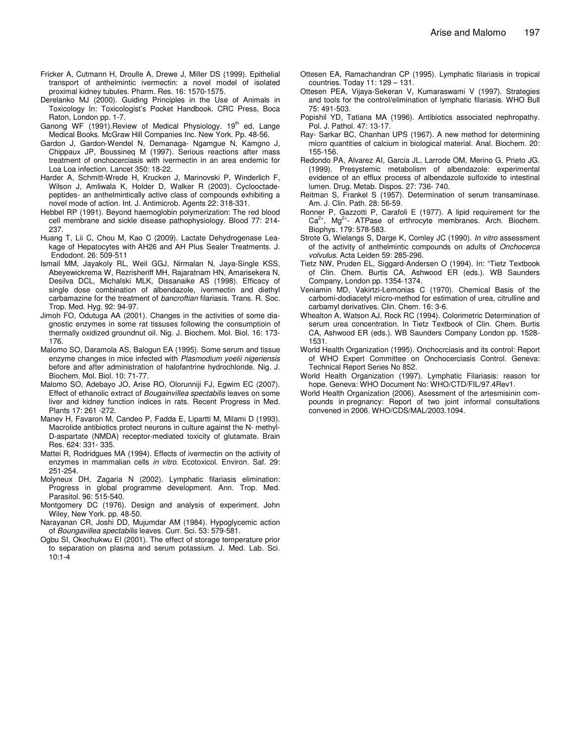Fricker A, Cutmann H, Droulle A, Drewe J, Miller DS (1999). Epithelial transport of anthelmintic ivermectin: a novel model of isolated proximal kidney tubules. Pharm. Res. 16: 1570-1575.

Derelanko MJ (2000). Guiding Principles in the Use of Animals in Toxicology In: Toxicologist's Pocket Handbook. CRC Press, Boca Raton, London pp. 1-7.

Ganong WF (1991).Review of Medical Physiology. 19th ed. Lange Medical Books. McGraw Hill Companies Inc. New York. Pp. 48-56.

Gardon J, Gardon-Wendel N, Demanaga- Ngamgue N, Kamgno J, Chippaux JP, Boussineq M (1997). Serious reactions after mass treatment of onchocerciasis with ivermectin in an area endemic for Loa Loa infection. Lancet 350: 18-22.

Harder A, Schmitt-Wrede H, Krucken J, Marinovski P, Winderlich F, Wilson J, Amliwala K, Holder D, Walker R (2003). Cyclooctade-peptides- an anthelmintically active class of compounds exhibiting a novel mode of action. Int. J. Antimicrob. Agents 22: 318-331.

Hebbel RP (1991). Beyond haemoglobin polymerization: The red blood cell membrane and sickle disease pathophysiology. Blood 77: 214-237.

Huang T, Lii C, Chou M, Kao C (2009). Lactate Dehydrogenase Leakage of Hepatocytes with AH26 and AH Plus Sealer Treatments. J. Endodont. 26: 509-511

Ismail MM, Jayakoly RL, Weil GGJ, Nirmalan N, Jaya-Single KSS, Abeyewickrema W, Rezrisheriff MH, Rajaratnam HN, Amarisekera N, Desilva DCL, Michalski MLK, Dissanaike AS (1998). Efficacy of single dose combination of albendazole, ivermectin and diethyl carbamazine for the treatment of *bancroftian* filariasis. Trans. R. Soc. Trop. Med. Hyg. 92: 94-97.

Jimoh FO, Odutuga AA (2001). Changes in the activities of some diagnostic enzymes in some rat tissues following the consumptioin of thermally oxidized groundnut oil. Nig. J. Biochem. Mol. Biol. 16: 173-176.

Malomo SO, Daramola AS, Balogun EA (1995). Some serum and tissue enzyme changes in mice infected with *Plasmodium yoelii nigeriensis* before and after administration of halofantrine hydrochloride. Nig. J. Biochem. Mol. Biol. 10: 71-77.

Malomo SO, Adebayo JO, Arise RO, Olorunniji FJ, Egwim EC (2007). Effect of ethanolic extract of *Bougainvillea spectabilis* leaves on some liver and kidney function indices in rats. Recent Progress in Med. Plants 17: 261 -272.

Manev H, Favaron M, Candeo P, Fadda E, Lipartti M, Milami D (1993). Macrolide antibiotics protect neurons in culture against the N- methyl-D-aspartate (NMDA) receptor-mediated toxicity of glutamate. Brain Res. 624: 331- 335.

Mattei R, Rodridgues MA (1994). Effects of ivermectin on the activity of enzymes in mammalian cells *in vitro*. Ecotoxicol. Environ. Saf. 29: 251-254.

Molyneux DH, Zagaria N (2002). Lymphatic filariasis elimination: Progress in global programme development. Ann. Trop. Med. Parasitol. 96: 515-540.

Montgomery DC (1976). Design and analysis of experiment. John Wiley, New York. pp. 48-50.

Narayanan CR, Joshi DD, Mujumdar AM (1984). Hypoglycemic action of *Boungavillea spectabilis* leaves. Curr. Sci. 53: 579-581.

Ogbu SI, Okechukwu EI (2001). The effect of storage temperature prior to separation on plasma and serum potassium. J. Med. Lab. Sci. 10:1-4

Ottesen EA, Ramachandran CP (1995). Lymphatic filariasis in tropical countries. Today 11: 129 – 131.

Ottesen PEA, Vijaya-Sekeran V, Kumaraswami V (1997). Strategies and tools for the control/elimination of lymphatic filariasis. WHO Bull 75: 491-503.

Popishil YD, Tatiana MA (1996). Antibiotics associated nephropathy. Pol. J. Pathol. 47: 13-17.

Ray- Sarkar BC, Chanhan UPS (1967). A new method for determining micro quantities of calcium in biological material. Anal. Biochem. 20: 155-156.

Redondo PA, Alvarez AI, Garcia JL, Larrode OM, Merino G, Prieto JG. (1999). Presystemic metabolism of albendazole: experimental evidence of an efflux process of albendazole sulfoxide to intestinal lumen. Drug. Metab. Dispos. 27: 736- 740.

Reitman S, Frankel S (1957). Determination of serum transaminase. Am. J. Clin. Path. 28: 56-59.

Ronner P, Gazzotti P, Carafoli E (1977). A lipid requirement for the $Ca^{2+}$, $Mg^{2+}$- ATPase of erthrocyte membranes. Arch. Biochem. Biophys. 179: 578-583.

Strote G, Wielangs S, Darge K, Comley JC (1990). *In vitro* assessment of the activity of anthelmintic compounds on adults of *Onchocerca volvulus*. Acta Leiden 59: 285-296.

Tietz NW, Pruden EL, Siggard-Andersen O (1994). In: "Tietz Textbook of Clin. Chem. Burtis CA, Ashwood ER (eds.). WB Saunders Company, London pp. 1354-1374.

Veniamin MD, Vakirtzi-Lemonias C (1970). Chemical Basis of the carbomi-dodiacetyl micro-method for estimation of urea, citrulline and carbamyl derivatives. Clin. Chem. 16: 3-6.

Whealton A, Watson AJ, Rock RC (1994). Colorimetric Determination of serum urea concentration. In Tietz Textbook of Clin. Chem. Burtis CA, Ashwood ER (eds.). WB Saunders Company London pp. 1528-1531.

World Health Organization (1995). Onchocrciasis and its control: Report of WHO Expert Committee on Onchocerciasis Control. Geneva: Technical Report Series No 852.

World Health Organization (1997). Lymphatic Filariasis: reason for hope. Geneva: WHO Document No: WHO/CTD/FIL/97.4Rev1.

World Health Organization (2006). Asessment of the artesmisinin compounds in pregnancy: Report of two joint informal consultations convened in 2006. WHO/CDS/MAL/2003.1094.